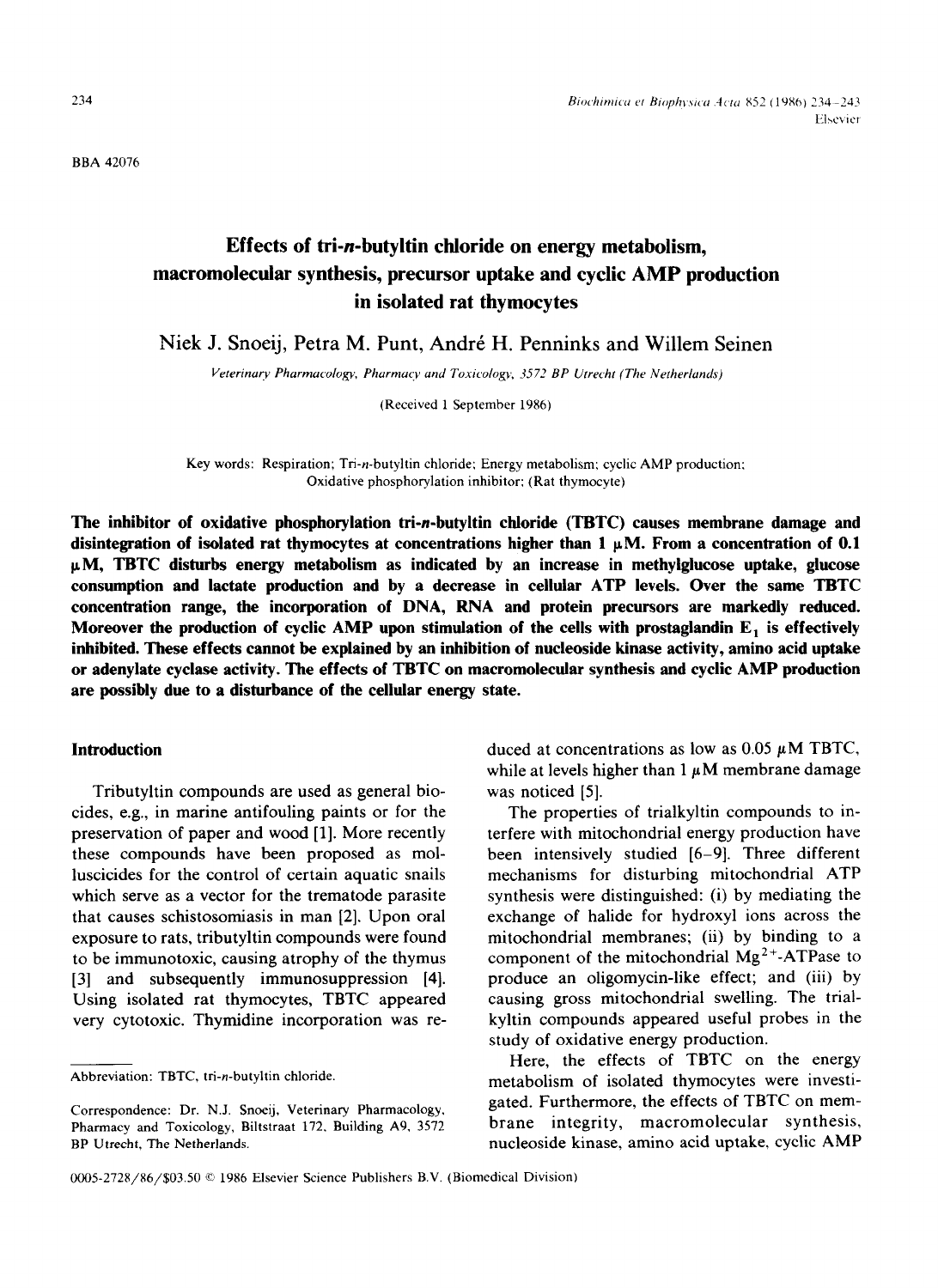BBA 42076

# Effects of tri-*n*-butyltin chloride on energy metabolism, macromolecular synthesis, precursor uptake and cyclic AMP production in isolated rat thymocytes

Niek J. Snoeij, Petra M. Punt, André H. Penninks and Willem Seinen

*Veterinary Pharmacology, Pharmacy and Toxicology, 3572 BP Utrecht (The Netherlands)*

(Received 1 September 1986)

Key words: Respiration; Tri-*n*-butyltin chloride; Energy metabolism; cyclic AMP production; Oxidative phosphorylation inhibitor; (Rat thymocyte)

**The inhibitor of oxidative phosphorylation tri-*n*-butyltin chloride (TBTC) causes membrane damage and disintegration of isolated rat thymocytes at concentrations higher than 1 μM. From a concentration of 0.1 μM, TBTC disturbs energy metabolism as indicated by an increase in methylglucose uptake, glucose consumption and lactate production and by a decrease in cellular ATP levels. Over the same TBTC concentration range, the incorporation of DNA, RNA and protein precursors are markedly reduced. Moreover the production of cyclic AMP upon stimulation of the cells with prostaglandin $E_1$ is effectively inhibited. These effects cannot be explained by an inhibition of nucleoside kinase activity, amino acid uptake or adenylate cyclase activity. The effects of TBTC on macromolecular synthesis and cyclic AMP production are possibly due to a disturbance of the cellular energy state.**

## Introduction

Tributyltin compounds are used as general biocides, e.g., in marine antifouling paints or for the preservation of paper and wood [1]. More recently these compounds have been proposed as molluscicides for the control of certain aquatic snails which serve as a vector for the trematode parasite that causes schistosomiasis in man [2]. Upon oral exposure to rats, tributyltin compounds were found to be immunotoxic, causing atrophy of the thymus [3] and subsequently immunosuppression [4]. Using isolated rat thymocytes, TBTC appeared very cytotoxic. Thymidine incorporation was reduced at concentrations as low as 0.05 μM TBTC, while at levels higher than 1 μM membrane damage was noticed [5].

The properties of trialkyltin compounds to interfere with mitochondrial energy production have been intensively studied [6–9]. Three different mechanisms for disturbing mitochondrial ATP synthesis were distinguished: (i) by mediating the exchange of halide for hydroxyl ions across the mitochondrial membranes; (ii) by binding to a component of the mitochondrial $Mg^{2+}$-ATPase to produce an oligomycin-like effect; and (iii) by causing gross mitochondrial swelling. The trialkyltin compounds appeared useful probes in the study of oxidative energy production.

Here, the effects of TBTC on the energy metabolism of isolated thymocytes were investigated. Furthermore, the effects of TBTC on membrane integrity, macromolecular synthesis, nucleoside kinase, amino acid uptake, cyclic AMP

---

Abbreviation: TBTC, tri-*n*-butyltin chloride.

Correspondence: Dr. N.J. Snoeij, Veterinary Pharmacology, Pharmacy and Toxicology, Biltstraat 172, Building A9, 3572 BP Utrecht, The Netherlands.

0005-2728/86/$03.50 © 1986 Elsevier Science Publishers B.V. (Biomedical Division)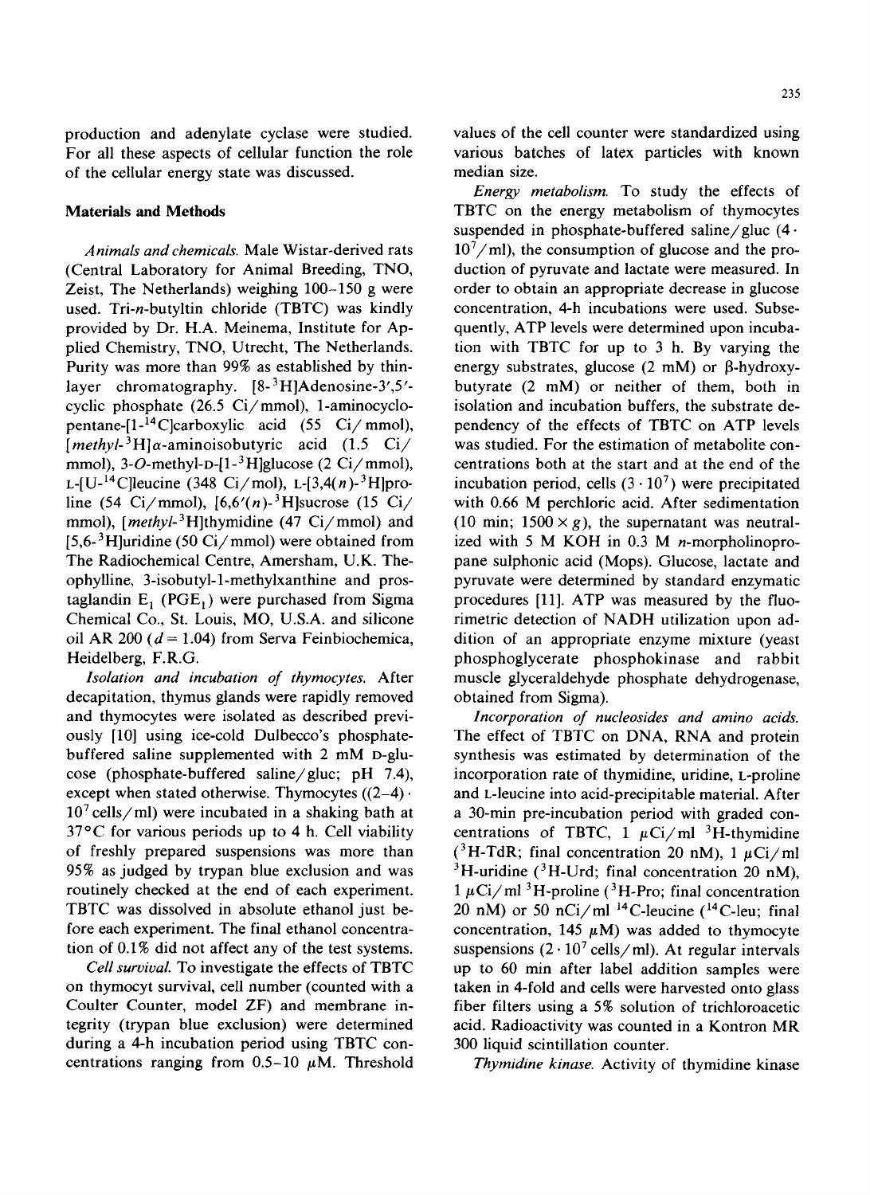production and adenylate cyclase were studied. For all these aspects of cellular function the role of the cellular energy state was discussed.

## Materials and Methods

*Animals and chemicals.* Male Wistar-derived rats (Central Laboratory for Animal Breeding, TNO, Zeist, The Netherlands) weighing 100–150 g were used. Tri-*n*-butyltin chloride (TBTC) was kindly provided by Dr. H.A. Meinema, Institute for Applied Chemistry, TNO, Utrecht, The Netherlands. Purity was more than 99% as established by thin-layer chromatography. [8-$^{3}$H]Adenosine-3′,5′-cyclic phosphate (26.5 Ci/mmol), 1-aminocyclopentane-[1-$^{14}$C]carboxylic acid (55 Ci/mmol), [*methyl*-$^{3}$H]α-aminoisobutyric acid (1.5 Ci/mmol), 3-*O*-methyl-D-[1-$^{3}$H]glucose (2 Ci/mmol), L-[U-$^{14}$C]leucine (348 Ci/mol), L-[3,4(*n*)-$^{3}$H]proline (54 Ci/mmol), [6,6′(*n*)-$^{3}$H]sucrose (15 Ci/mmol), [*methyl*-$^{3}$H]thymidine (47 Ci/mmol) and [5,6-$^{3}$H]uridine (50 Ci/mmol) were obtained from The Radiochemical Centre, Amersham, U.K. Theophylline, 3-isobutyl-1-methylxanthine and prostaglandin $E_1$ ($PGE_1$) were purchased from Sigma Chemical Co., St. Louis, MO, U.S.A. and silicone oil AR 200 ($d = 1.04$) from Serva Feinbiochemica, Heidelberg, F.R.G.

*Isolation and incubation of thymocytes.* After decapitation, thymus glands were rapidly removed and thymocytes were isolated as described previously [10] using ice-cold Dulbecco's phosphate-buffered saline supplemented with 2 mM D-glucose (phosphate-buffered saline/gluc; pH 7.4), except when stated otherwise. Thymocytes ($(2–4) \cdot 10^7$ cells/ml) were incubated in a shaking bath at 37°C for various periods up to 4 h. Cell viability of freshly prepared suspensions was more than 95% as judged by trypan blue exclusion and was routinely checked at the end of each experiment. TBTC was dissolved in absolute ethanol just before each experiment. The final ethanol concentration of 0.1% did not affect any of the test systems.

*Cell survival.* To investigate the effects of TBTC on thymocyt survival, cell number (counted with a Coulter Counter, model ZF) and membrane integrity (trypan blue exclusion) were determined during a 4-h incubation period using TBTC concentrations ranging from 0.5–10 μM. Threshold values of the cell counter were standardized using various batches of latex particles with known median size.

*Energy metabolism.* To study the effects of TBTC on the energy metabolism of thymocytes suspended in phosphate-buffered saline/gluc ($4 \cdot 10^7$/ml), the consumption of glucose and the production of pyruvate and lactate were measured. In order to obtain an appropriate decrease in glucose concentration, 4-h incubations were used. Subsequently, ATP levels were determined upon incubation with TBTC for up to 3 h. By varying the energy substrates, glucose (2 mM) or β-hydroxybutyrate (2 mM) or neither of them, both in isolation and incubation buffers, the substrate dependency of the effects of TBTC on ATP levels was studied. For the estimation of metabolite concentrations both at the start and at the end of the incubation period, cells ($3 \cdot 10^7$) were precipitated with 0.66 M perchloric acid. After sedimentation (10 min; $1500 \times g$), the supernatant was neutralized with 5 M KOH in 0.3 M *n*-morpholinopropane sulphonic acid (Mops). Glucose, lactate and pyruvate were determined by standard enzymatic procedures [11]. ATP was measured by the fluorimetric detection of NADH utilization upon addition of an appropriate enzyme mixture (yeast phosphoglycerate phosphokinase and rabbit muscle glyceraldehyde phosphate dehydrogenase, obtained from Sigma).

*Incorporation of nucleosides and amino acids.* The effect of TBTC on DNA, RNA and protein synthesis was estimated by determination of the incorporation rate of thymidine, uridine, L-proline and L-leucine into acid-precipitable material. After a 30-min pre-incubation period with graded concentrations of TBTC, 1 μCi/ml $^{3}$H-thymidine ($^{3}$H-TdR; final concentration 20 nM), 1 μCi/ml $^{3}$H-uridine ($^{3}$H-Urd; final concentration 20 nM), 1 μCi/ml $^{3}$H-proline ($^{3}$H-Pro; final concentration 20 nM) or 50 nCi/ml $^{14}$C-leucine ($^{14}$C-leu; final concentration, 145 μM) was added to thymocyte suspensions ($2 \cdot 10^7$ cells/ml). At regular intervals up to 60 min after label addition samples were taken in 4-fold and cells were harvested onto glass fiber filters using a 5% solution of trichloroacetic acid. Radioactivity was counted in a Kontron MR 300 liquid scintillation counter.

*Thymidine kinase.* Activity of thymidine kinase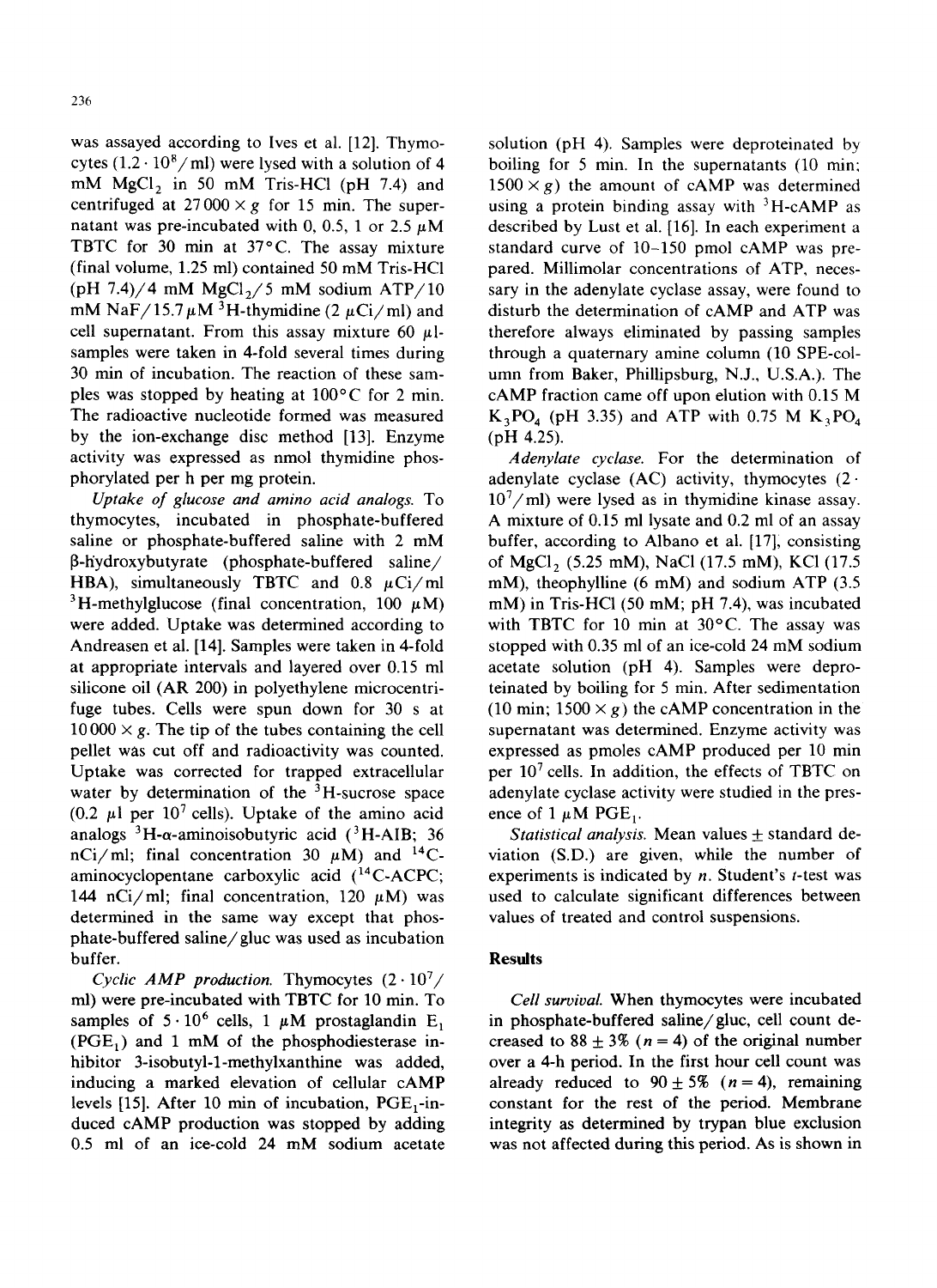was assayed according to Ives et al. [12]. Thymocytes ($1.2 \cdot 10^8$/ml) were lysed with a solution of 4 mM $MgCl_2$ in 50 mM Tris-HCl (pH 7.4) and centrifuged at $27000 \times g$ for 15 min. The supernatant was pre-incubated with 0, 0.5, 1 or 2.5 μM TBTC for 30 min at 37°C. The assay mixture (final volume, 1.25 ml) contained 50 mM Tris-HCl (pH 7.4)/4 mM $MgCl_2$/5 mM sodium ATP/10 mM NaF/15.7 μM $^3$H-thymidine (2 μCi/ml) and cell supernatant. From this assay mixture 60 μl-samples were taken in 4-fold several times during 30 min of incubation. The reaction of these samples was stopped by heating at 100°C for 2 min. The radioactive nucleotide formed was measured by the ion-exchange disc method [13]. Enzyme activity was expressed as nmol thymidine phosphorylated per h per mg protein.

*Uptake of glucose and amino acid analogs.* To thymocytes, incubated in phosphate-buffered saline or phosphate-buffered saline with 2 mM β-hydroxybutyrate (phosphate-buffered saline/HBA), simultaneously TBTC and 0.8 μCi/ml $^3$H-methylglucose (final concentration, 100 μM) were added. Uptake was determined according to Andreasen et al. [14]. Samples were taken in 4-fold at appropriate intervals and layered over 0.15 ml silicone oil (AR 200) in polyethylene microcentrifuge tubes. Cells were spun down for 30 s at $10000 \times g$. The tip of the tubes containing the cell pellet was cut off and radioactivity was counted. Uptake was corrected for trapped extracellular water by determination of the $^3$H-sucrose space (0.2 μl per $10^7$ cells). Uptake of the amino acid analogs $^3$H-α-aminoisobutyric acid ($^3$H-AIB; 36 nCi/ml; final concentration 30 μM) and $^{14}$C-aminocyclopentane carboxylic acid ($^{14}$C-ACPC; 144 nCi/ml; final concentration, 120 μM) was determined in the same way except that phosphate-buffered saline/gluc was used as incubation buffer.

*Cyclic AMP production.* Thymocytes ($2 \cdot 10^7$/ml) were pre-incubated with TBTC for 10 min. To samples of $5 \cdot 10^6$ cells, 1 μM prostaglandin $E_1$ ($PGE_1$) and 1 mM of the phosphodiesterase inhibitor 3-isobutyl-1-methylxanthine was added, inducing a marked elevation of cellular cAMP levels [15]. After 10 min of incubation, $PGE_1$-induced cAMP production was stopped by adding 0.5 ml of an ice-cold 24 mM sodium acetate solution (pH 4). Samples were deproteinated by boiling for 5 min. In the supernatants (10 min; $1500 \times g$) the amount of cAMP was determined using a protein binding assay with $^3$H-cAMP as described by Lust et al. [16]. In each experiment a standard curve of 10–150 pmol cAMP was prepared. Millimolar concentrations of ATP, necessary in the adenylate cyclase assay, were found to disturb the determination of cAMP and ATP was therefore always eliminated by passing samples through a quaternary amine column (10 SPE-column from Baker, Phillipsburg, N.J., U.S.A.). The cAMP fraction came off upon elution with 0.15 M $K_3PO_4$ (pH 3.35) and ATP with 0.75 M $K_3PO_4$ (pH 4.25).

*Adenylate cyclase.* For the determination of adenylate cyclase (AC) activity, thymocytes ($2 \cdot 10^7$/ml) were lysed as in thymidine kinase assay. A mixture of 0.15 ml lysate and 0.2 ml of an assay buffer, according to Albano et al. [17], consisting of $MgCl_2$ (5.25 mM), NaCl (17.5 mM), KCl (17.5 mM), theophylline (6 mM) and sodium ATP (3.5 mM) in Tris-HCl (50 mM; pH 7.4), was incubated with TBTC for 10 min at 30°C. The assay was stopped with 0.35 ml of an ice-cold 24 mM sodium acetate solution (pH 4). Samples were deproteinated by boiling for 5 min. After sedimentation (10 min; $1500 \times g$) the cAMP concentration in the supernatant was determined. Enzyme activity was expressed as pmoles cAMP produced per 10 min per $10^7$ cells. In addition, the effects of TBTC on adenylate cyclase activity were studied in the presence of 1 μM $PGE_1$.

*Statistical analysis.* Mean values ± standard deviation (S.D.) are given, while the number of experiments is indicated by $n$. Student's $t$-test was used to calculate significant differences between values of treated and control suspensions.

## Results

*Cell survival.* When thymocytes were incubated in phosphate-buffered saline/gluc, cell count decreased to 88 ± 3% ($n = 4$) of the original number over a 4-h period. In the first hour cell count was already reduced to 90 ± 5% ($n = 4$), remaining constant for the rest of the period. Membrane integrity as determined by trypan blue exclusion was not affected during this period. As is shown in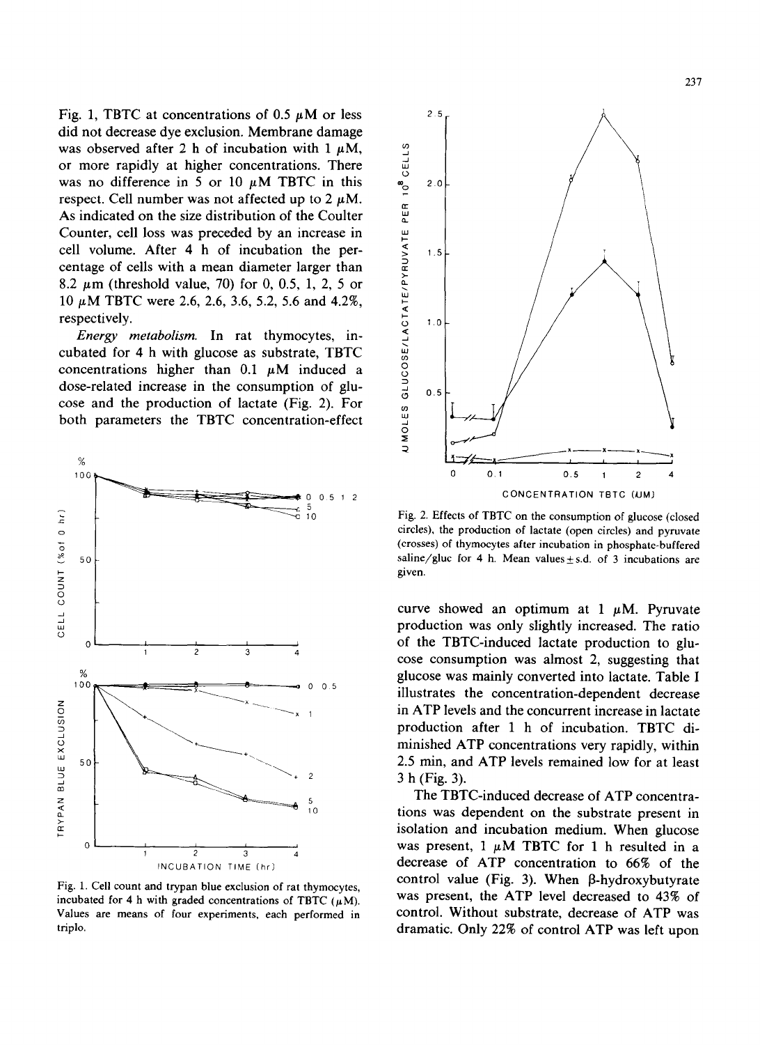Fig. 1, TBTC at concentrations of 0.5 μM or less did not decrease dye exclusion. Membrane damage was observed after 2 h of incubation with 1 μM, or more rapidly at higher concentrations. There was no difference in 5 or 10 μM TBTC in this respect. Cell number was not affected up to 2 μM. As indicated on the size distribution of the Coulter Counter, cell loss was preceded by an increase in cell volume. After 4 h of incubation the percentage of cells with a mean diameter larger than 8.2 μm (threshold value, 70) for 0, 0.5, 1, 2, 5 or 10 μM TBTC were 2.6, 2.6, 3.6, 5.2, 5.6 and 4.2%, respectively.

*Energy metabolism.* In rat thymocytes, incubated for 4 h with glucose as substrate, TBTC concentrations higher than 0.1 μM induced a dose-related increase in the consumption of glucose and the production of lactate (Fig. 2). For both parameters the TBTC concentration-effect curve showed an optimum at 1 μM. Pyruvate production was only slightly increased. The ratio of the TBTC-induced lactate production to glucose consumption was almost 2, suggesting that glucose was mainly converted into lactate. Table I illustrates the concentration-dependent decrease in ATP levels and the concurrent increase in lactate production after 1 h of incubation. TBTC diminished ATP concentrations very rapidly, within 2.5 min, and ATP levels remained low for at least 3 h (Fig. 3).

Fig. 1. Cell count and trypan blue exclusion of rat thymocytes, incubated for 4 h with graded concentrations of TBTC (μM). Values are means of four experiments, each performed in triplo.

Fig. 2. Effects of TBTC on the consumption of glucose (closed circles), the production of lactate (open circles) and pyruvate (crosses) of thymocytes after incubation in phosphate-buffered saline/gluc for 4 h. Mean values ± s.d. of 3 incubations are given.

The TBTC-induced decrease of ATP concentrations was dependent on the substrate present in isolation and incubation medium. When glucose was present, 1 μM TBTC for 1 h resulted in a decrease of ATP concentration to 66% of the control value (Fig. 3). When β-hydroxybutyrate was present, the ATP level decreased to 43% of control. Without substrate, decrease of ATP was dramatic. Only 22% of control ATP was left upon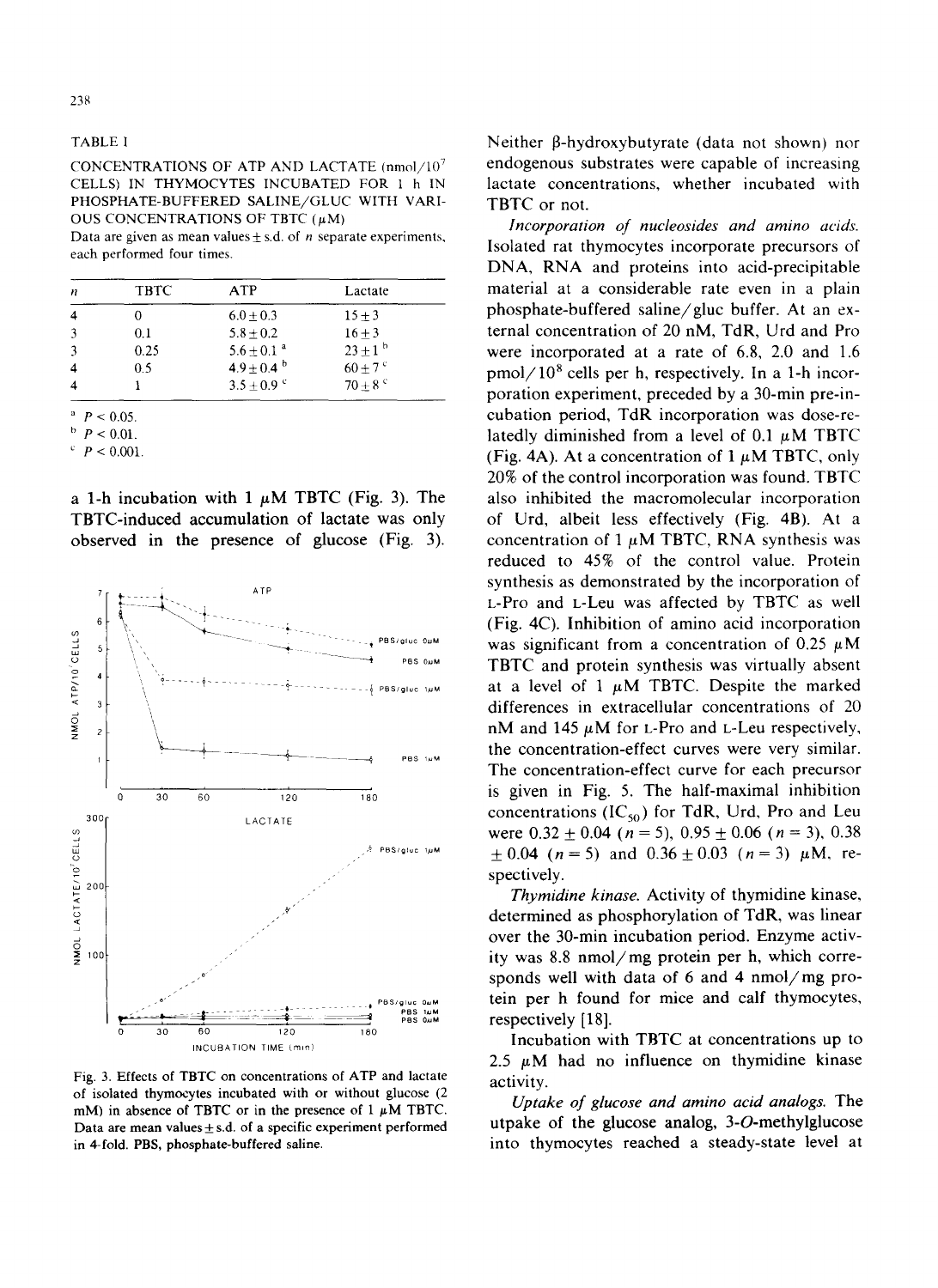TABLE I

CONCENTRATIONS OF ATP AND LACTATE (nmol/$10^7$ CELLS) IN THYMOCYTES INCUBATED FOR 1 h IN PHOSPHATE-BUFFERED SALINE/GLUC WITH VARIOUS CONCENTRATIONS OF TBTC (μM)

Data are given as mean values ± s.d. of n separate experiments, each performed four times.

| n | TBTC | ATP | Lactate |
|---|---|---|---|
| 4 | 0 | 6.0 ± 0.3 | 15 ± 3 |
| 3 | 0.1 | 5.8 ± 0.2 | 16 ± 3 |
| 3 | 0.25 | 5.6 ± 0.1 [a] | 23 ± 1 [b] |
| 4 | 0.5 | 4.9 ± 0.4 [b] | 60 ± 7 [c] |
| 4 | 1 | 3.5 ± 0.9 [c] | 70 ± 8 [c] |

[a] $P < 0.05$.
[b] $P < 0.01$.
[c] $P < 0.001$.

a 1-h incubation with 1 μM TBTC (Fig. 3). The TBTC-induced accumulation of lactate was only observed in the presence of glucose (Fig. 3).

Fig. 3. Effects of TBTC on concentrations of ATP and lactate of isolated thymocytes incubated with or without glucose (2 mM) in absence of TBTC or in the presence of 1 μM TBTC. Data are mean values ± s.d. of a specific experiment performed in 4-fold. PBS, phosphate-buffered saline.

Neither β-hydroxybutyrate (data not shown) nor endogenous substrates were capable of increasing lactate concentrations, whether incubated with TBTC or not.

*Incorporation of nucleosides and amino acids.* Isolated rat thymocytes incorporate precursors of DNA, RNA and proteins into acid-precipitable material at a considerable rate even in a plain phosphate-buffered saline/gluc buffer. At an external concentration of 20 nM, TdR, Urd and Pro were incorporated at a rate of 6.8, 2.0 and 1.6 pmol/$10^8$ cells per h, respectively. In a 1-h incorporation experiment, preceded by a 30-min pre-incubation period, TdR incorporation was dose-relatedly diminished from a level of 0.1 μM TBTC (Fig. 4A). At a concentration of 1 μM TBTC, only 20% of the control incorporation was found. TBTC also inhibited the macromolecular incorporation of Urd, albeit less effectively (Fig. 4B). At a concentration of 1 μM TBTC, RNA synthesis was reduced to 45% of the control value. Protein synthesis as demonstrated by the incorporation of L-Pro and L-Leu was affected by TBTC as well (Fig. 4C). Inhibition of amino acid incorporation was significant from a concentration of 0.25 μM TBTC and protein synthesis was virtually absent at a level of 1 μM TBTC. Despite the marked differences in extracellular concentrations of 20 nM and 145 μM for L-Pro and L-Leu respectively, the concentration-effect curves were very similar. The concentration-effect curve for each precursor is given in Fig. 5. The half-maximal inhibition concentrations ($IC_{50}$) for TdR, Urd, Pro and Leu were 0.32 ± 0.04 ($n = 5$), 0.95 ± 0.06 ($n = 3$), 0.38 ± 0.04 ($n = 5$) and 0.36 ± 0.03 ($n = 3$) μM, respectively.

*Thymidine kinase.* Activity of thymidine kinase, determined as phosphorylation of TdR, was linear over the 30-min incubation period. Enzyme activity was 8.8 nmol/mg protein per h, which corresponds well with data of 6 and 4 nmol/mg protein per h found for mice and calf thymocytes, respectively [18].

Incubation with TBTC at concentrations up to 2.5 μM had no influence on thymidine kinase activity.

*Uptake of glucose and amino acid analogs.* The utpake of the glucose analog, 3-*O*-methylglucose into thymocytes reached a steady-state level at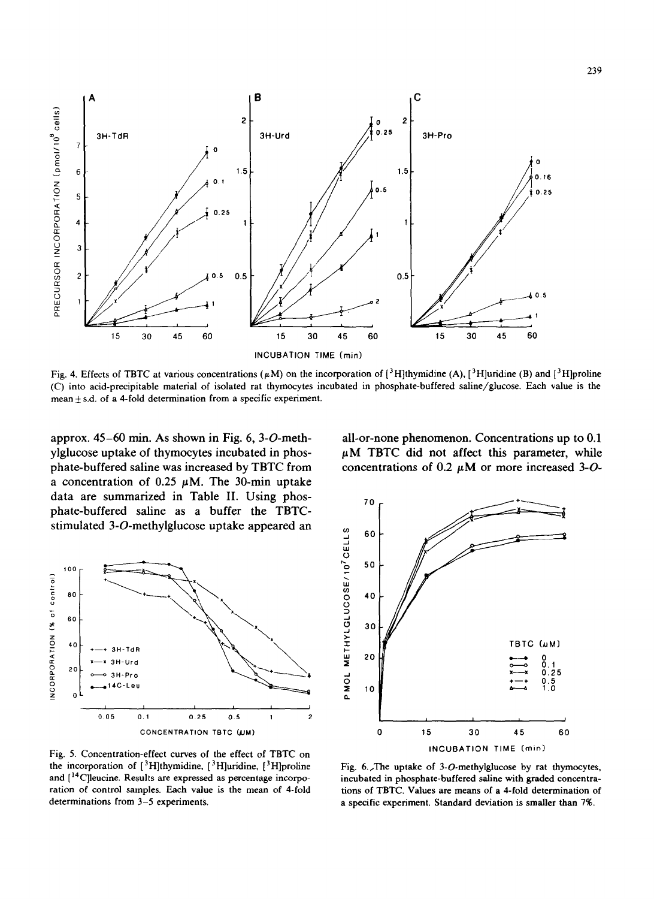Fig. 4. Effects of TBTC at various concentrations (μM) on the incorporation of [$^{3}$H]thymidine (A), [$^{3}$H]uridine (B) and [$^{3}$H]proline (C) into acid-precipitable material of isolated rat thymocytes incubated in phosphate-buffered saline/glucose. Each value is the mean ± s.d. of a 4-fold determination from a specific experiment.

approx. 45–60 min. As shown in Fig. 6, 3-*O*-methylglucose uptake of thymocytes incubated in phosphate-buffered saline was increased by TBTC from a concentration of 0.25 μM. The 30-min uptake data are summarized in Table II. Using phosphate-buffered saline as a buffer the TBTC-stimulated 3-*O*-methylglucose uptake appeared an all-or-none phenomenon. Concentrations up to 0.1 μM TBTC did not affect this parameter, while concentrations of 0.2 μM or more increased 3-*O*-

Fig. 5. Concentration-effect curves of the effect of TBTC on the incorporation of [$^{3}$H]thymidine, [$^{3}$H]uridine, [$^{3}$H]proline and [$^{14}$C]leucine. Results are expressed as percentage incorporation of control samples. Each value is the mean of 4-fold determinations from 3–5 experiments.

Fig. 6. The uptake of 3-*O*-methylglucose by rat thymocytes, incubated in phosphate-buffered saline with graded concentrations of TBTC. Values are means of a 4-fold determination of a specific experiment. Standard deviation is smaller than 7%.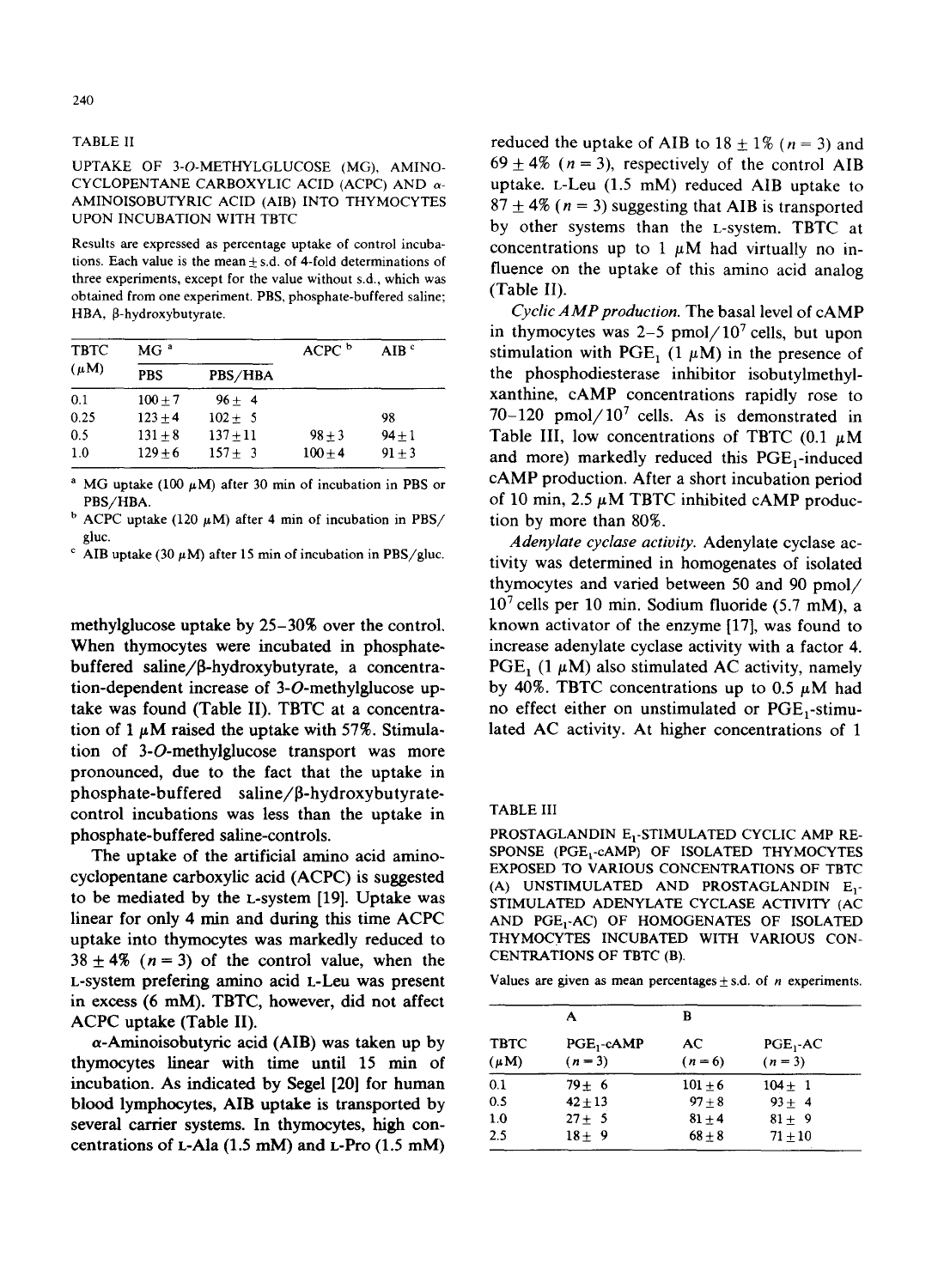TABLE II

UPTAKE OF 3-*O*-METHYLGLUCOSE (MG), AMINOCYCLOPENTANE CARBOXYLIC ACID (ACPC) AND α-AMINOISOBUTYRIC ACID (AIB) INTO THYMOCYTES UPON INCUBATION WITH TBTC

Results are expressed as percentage uptake of control incubations. Each value is the mean ± s.d. of 4-fold determinations of three experiments, except for the value without s.d., which was obtained from one experiment. PBS, phosphate-buffered saline; HBA, β-hydroxybutyrate.

| TBTC (μM) | MG [a] | | ACPC [b] | AIB [c] |
|---|---|---|---|---|
| | PBS | PBS/HBA | | |
| 0.1 | 100 ± 7 | 96 ± 4 | | |
| 0.25 | 123 ± 4 | 102 ± 5 | | 98 |
| 0.5 | 131 ± 8 | 137 ± 11 | 98 ± 3 | 94 ± 1 |
| 1.0 | 129 ± 6 | 157 ± 3 | 100 ± 4 | 91 ± 3 |

[a] MG uptake (100 μM) after 30 min of incubation in PBS or PBS/HBA.

[b] ACPC uptake (120 μM) after 4 min of incubation in PBS/gluc.

[c] AIB uptake (30 μM) after 15 min of incubation in PBS/gluc.

methylglucose uptake by 25–30% over the control. When thymocytes were incubated in phosphate-buffered saline/β-hydroxybutyrate, a concentration-dependent increase of 3-*O*-methylglucose uptake was found (Table II). TBTC at a concentration of 1 μM raised the uptake with 57%. Stimulation of 3-*O*-methylglucose transport was more pronounced, due to the fact that the uptake in phosphate-buffered saline/β-hydroxybutyrate-control incubations was less than the uptake in phosphate-buffered saline-controls.

The uptake of the artificial amino acid aminocyclopentane carboxylic acid (ACPC) is suggested to be mediated by the L-system [19]. Uptake was linear for only 4 min and during this time ACPC uptake into thymocytes was markedly reduced to 38 ± 4% ($n = 3$) of the control value, when the L-system prefering amino acid L-Leu was present in excess (6 mM). TBTC, however, did not affect ACPC uptake (Table II).

α-Aminoisobutyric acid (AIB) was taken up by thymocytes linear with time until 15 min of incubation. As indicated by Segel [20] for human blood lymphocytes, AIB uptake is transported by several carrier systems. In thymocytes, high concentrations of L-Ala (1.5 mM) and L-Pro (1.5 mM) reduced the uptake of AIB to 18 ± 1% ($n = 3$) and 69 ± 4% ($n = 3$), respectively of the control AIB uptake. L-Leu (1.5 mM) reduced AIB uptake to 87 ± 4% ($n = 3$) suggesting that AIB is transported by other systems than the L-system. TBTC at concentrations up to 1 μM had virtually no influence on the uptake of this amino acid analog (Table II).

*Cyclic AMP production.* The basal level of cAMP in thymocytes was 2–5 pmol/$10^7$ cells, but upon stimulation with $PGE_1$ (1 μM) in the presence of the phosphodiesterase inhibitor isobutylmethylxanthine, cAMP concentrations rapidly rose to 70–120 pmol/$10^7$ cells. As is demonstrated in Table III, low concentrations of TBTC (0.1 μM and more) markedly reduced this $PGE_1$-induced cAMP production. After a short incubation period of 10 min, 2.5 μM TBTC inhibited cAMP production by more than 80%.

*Adenylate cyclase activity.* Adenylate cyclase activity was determined in homogenates of isolated thymocytes and varied between 50 and 90 pmol/$10^7$ cells per 10 min. Sodium fluoride (5.7 mM), a known activator of the enzyme [17], was found to increase adenylate cyclase activity with a factor 4. $PGE_1$ (1 μM) also stimulated AC activity, namely by 40%. TBTC concentrations up to 0.5 μM had no effect either on unstimulated or $PGE_1$-stimulated AC activity. At higher concentrations of 1

TABLE III

PROSTAGLANDIN $E_1$-STIMULATED CYCLIC AMP RESPONSE ($PGE_1$-cAMP) OF ISOLATED THYMOCYTES EXPOSED TO VARIOUS CONCENTRATIONS OF TBTC (A) UNSTIMULATED AND PROSTAGLANDIN $E_1$-STIMULATED ADENYLATE CYCLASE ACTIVITY (AC AND $PGE_1$-AC) OF HOMOGENATES OF ISOLATED THYMOCYTES INCUBATED WITH VARIOUS CONCENTRATIONS OF TBTC (B).

Values are given as mean percentages ± s.d. of $n$ experiments.

| | A | B | |
|---|---|---|---|
| TBTC (μM) | $PGE_1$-cAMP ($n = 3$) | AC ($n = 6$) | $PGE_1$-AC ($n = 3$) |
| 0.1 | 79 ± 6 | 101 ± 6 | 104 ± 1 |
| 0.5 | 42 ± 13 | 97 ± 8 | 93 ± 4 |
| 1.0 | 27 ± 5 | 81 ± 4 | 81 ± 9 |
| 2.5 | 18 ± 9 | 68 ± 8 | 71 ± 10 |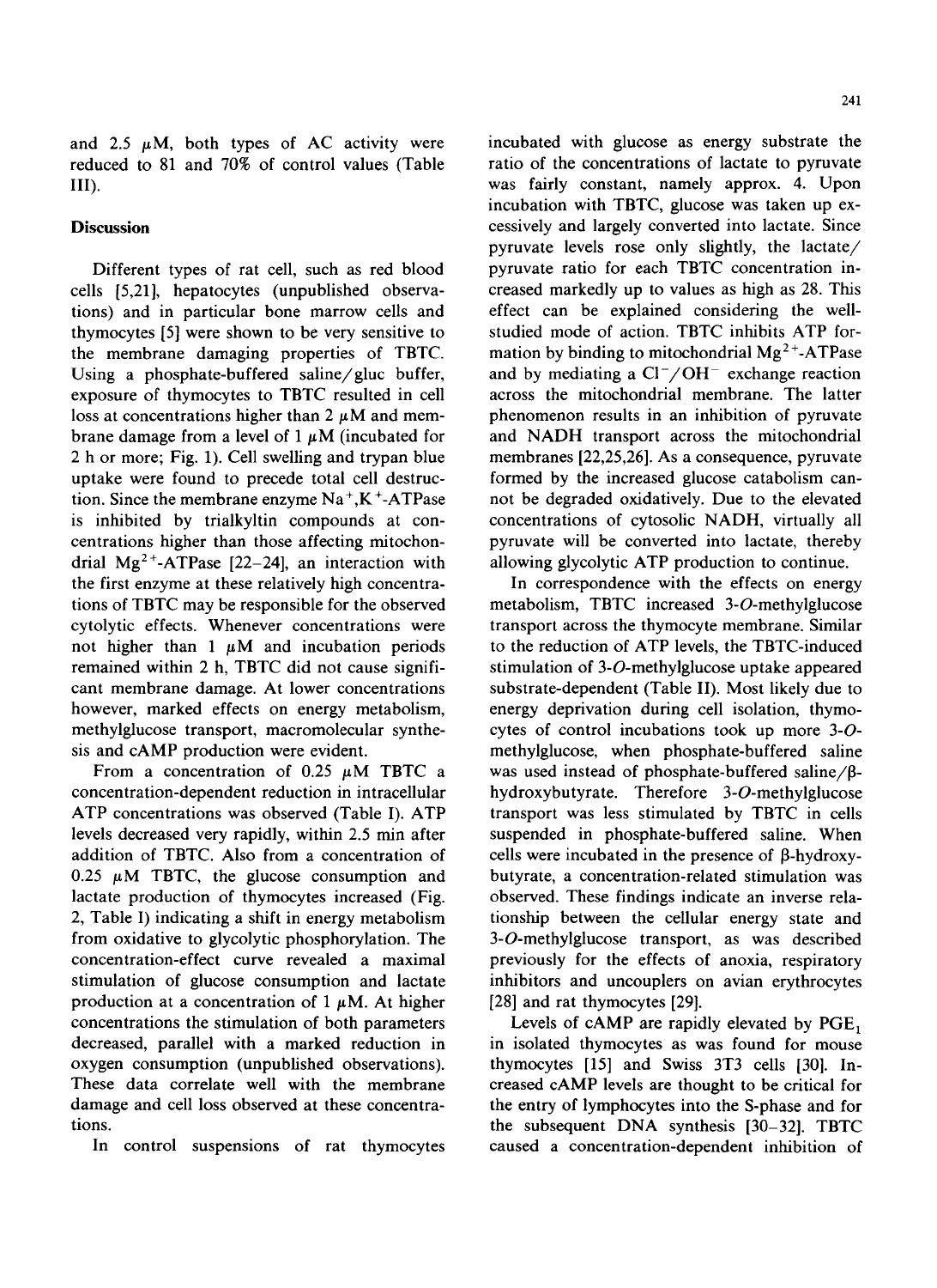and 2.5 μM, both types of AC activity were reduced to 81 and 70% of control values (Table III).

## Discussion

Different types of rat cell, such as red blood cells [5,21], hepatocytes (unpublished observations) and in particular bone marrow cells and thymocytes [5] were shown to be very sensitive to the membrane damaging properties of TBTC. Using a phosphate-buffered saline/gluc buffer, exposure of thymocytes to TBTC resulted in cell loss at concentrations higher than 2 μM and membrane damage from a level of 1 μM (incubated for 2 h or more; Fig. 1). Cell swelling and trypan blue uptake were found to precede total cell destruction. Since the membrane enzyme $Na^+,K^+$-ATPase is inhibited by trialkyltin compounds at concentrations higher than those affecting mitochondrial $Mg^{2+}$-ATPase [22–24], an interaction with the first enzyme at these relatively high concentrations of TBTC may be responsible for the observed cytolytic effects. Whenever concentrations were not higher than 1 μM and incubation periods remained within 2 h, TBTC did not cause significant membrane damage. At lower concentrations however, marked effects on energy metabolism, methylglucose transport, macromolecular synthesis and cAMP production were evident.

From a concentration of 0.25 μM TBTC a concentration-dependent reduction in intracellular ATP concentrations was observed (Table I). ATP levels decreased very rapidly, within 2.5 min after addition of TBTC. Also from a concentration of 0.25 μM TBTC, the glucose consumption and lactate production of thymocytes increased (Fig. 2, Table I) indicating a shift in energy metabolism from oxidative to glycolytic phosphorylation. The concentration-effect curve revealed a maximal stimulation of glucose consumption and lactate production at a concentration of 1 μM. At higher concentrations the stimulation of both parameters decreased, parallel with a marked reduction in oxygen consumption (unpublished observations). These data correlate well with the membrane damage and cell loss observed at these concentrations.

In control suspensions of rat thymocytes incubated with glucose as energy substrate the ratio of the concentrations of lactate to pyruvate was fairly constant, namely approx. 4. Upon incubation with TBTC, glucose was taken up excessively and largely converted into lactate. Since pyruvate levels rose only slightly, the lactate/pyruvate ratio for each TBTC concentration increased markedly up to values as high as 28. This effect can be explained considering the well-studied mode of action. TBTC inhibits ATP formation by binding to mitochondrial $Mg^{2+}$-ATPase and by mediating a $Cl^-/OH^-$ exchange reaction across the mitochondrial membrane. The latter phenomenon results in an inhibition of pyruvate and NADH transport across the mitochondrial membranes [22,25,26]. As a consequence, pyruvate formed by the increased glucose catabolism cannot be degraded oxidatively. Due to the elevated concentrations of cytosolic NADH, virtually all pyruvate will be converted into lactate, thereby allowing glycolytic ATP production to continue.

In correspondence with the effects on energy metabolism, TBTC increased 3-*O*-methylglucose transport across the thymocyte membrane. Similar to the reduction of ATP levels, the TBTC-induced stimulation of 3-*O*-methylglucose uptake appeared substrate-dependent (Table II). Most likely due to energy deprivation during cell isolation, thymocytes of control incubations took up more 3-*O*-methylglucose, when phosphate-buffered saline was used instead of phosphate-buffered saline/β-hydroxybutyrate. Therefore 3-*O*-methylglucose transport was less stimulated by TBTC in cells suspended in phosphate-buffered saline. When cells were incubated in the presence of β-hydroxybutyrate, a concentration-related stimulation was observed. These findings indicate an inverse relationship between the cellular energy state and 3-*O*-methylglucose transport, as was described previously for the effects of anoxia, respiratory inhibitors and uncouplers on avian erythrocytes [28] and rat thymocytes [29].

Levels of cAMP are rapidly elevated by $PGE_1$ in isolated thymocytes as was found for mouse thymocytes [15] and Swiss 3T3 cells [30]. Increased cAMP levels are thought to be critical for the entry of lymphocytes into the S-phase and for the subsequent DNA synthesis [30–32]. TBTC caused a concentration-dependent inhibition of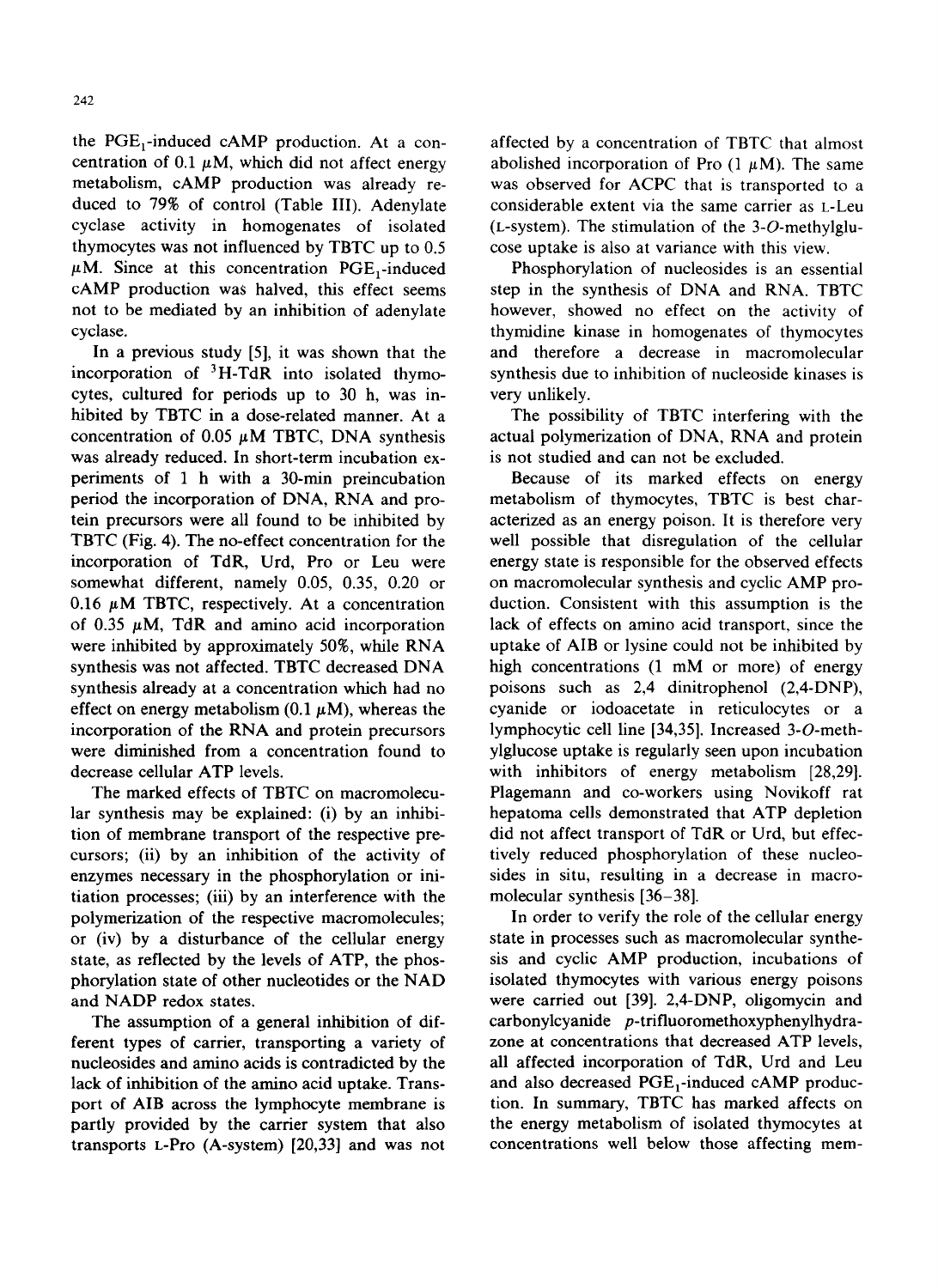the $PGE_1$-induced cAMP production. At a concentration of 0.1 $\mu$M, which did not affect energy metabolism, cAMP production was already reduced to 79% of control (Table III). Adenylate cyclase activity in homogenates of isolated thymocytes was not influenced by TBTC up to 0.5 $\mu$M. Since at this concentration $PGE_1$-induced cAMP production was halved, this effect seems not to be mediated by an inhibition of adenylate cyclase.

In a previous study [5], it was shown that the incorporation of $^3$H-TdR into isolated thymocytes, cultured for periods up to 30 h, was inhibited by TBTC in a dose-related manner. At a concentration of 0.05 $\mu$M TBTC, DNA synthesis was already reduced. In short-term incubation experiments of 1 h with a 30-min preincubation period the incorporation of DNA, RNA and protein precursors were all found to be inhibited by TBTC (Fig. 4). The no-effect concentration for the incorporation of TdR, Urd, Pro or Leu were somewhat different, namely 0.05, 0.35, 0.20 or 0.16 $\mu$M TBTC, respectively. At a concentration of 0.35 $\mu$M, TdR and amino acid incorporation were inhibited by approximately 50%, while RNA synthesis was not affected. TBTC decreased DNA synthesis already at a concentration which had no effect on energy metabolism (0.1 $\mu$M), whereas the incorporation of the RNA and protein precursors were diminished from a concentration found to decrease cellular ATP levels.

The marked effects of TBTC on macromolecular synthesis may be explained: (i) by an inhibition of membrane transport of the respective precursors; (ii) by an inhibition of the activity of enzymes necessary in the phosphorylation or initiation processes; (iii) by an interference with the polymerization of the respective macromolecules; or (iv) by a disturbance of the cellular energy state, as reflected by the levels of ATP, the phosphorylation state of other nucleotides or the NAD and NADP redox states.

The assumption of a general inhibition of different types of carrier, transporting a variety of nucleosides and amino acids is contradicted by the lack of inhibition of the amino acid uptake. Transport of AIB across the lymphocyte membrane is partly provided by the carrier system that also transports L-Pro (A-system) [20,33] and was not affected by a concentration of TBTC that almost abolished incorporation of Pro (1 $\mu$M). The same was observed for ACPC that is transported to a considerable extent via the same carrier as L-Leu (L-system). The stimulation of the 3-*O*-methylglucose uptake is also at variance with this view.

Phosphorylation of nucleosides is an essential step in the synthesis of DNA and RNA. TBTC however, showed no effect on the activity of thymidine kinase in homogenates of thymocytes and therefore a decrease in macromolecular synthesis due to inhibition of nucleoside kinases is very unlikely.

The possibility of TBTC interfering with the actual polymerization of DNA, RNA and protein is not studied and can not be excluded.

Because of its marked effects on energy metabolism of thymocytes, TBTC is best characterized as an energy poison. It is therefore very well possible that disregulation of the cellular energy state is responsible for the observed effects on macromolecular synthesis and cyclic AMP production. Consistent with this assumption is the lack of effects on amino acid transport, since the uptake of AIB or lysine could not be inhibited by high concentrations (1 mM or more) of energy poisons such as 2,4 dinitrophenol (2,4-DNP), cyanide or iodoacetate in reticulocytes or a lymphocytic cell line [34,35]. Increased 3-*O*-methylglucose uptake is regularly seen upon incubation with inhibitors of energy metabolism [28,29]. Plagemann and co-workers using Novikoff rat hepatoma cells demonstrated that ATP depletion did not affect transport of TdR or Urd, but effectively reduced phosphorylation of these nucleosides in situ, resulting in a decrease in macromolecular synthesis [36–38].

In order to verify the role of the cellular energy state in processes such as macromolecular synthesis and cyclic AMP production, incubations of isolated thymocytes with various energy poisons were carried out [39]. 2,4-DNP, oligomycin and carbonylcyanide *p*-trifluoromethoxyphenylhydrazone at concentrations that decreased ATP levels, all affected incorporation of TdR, Urd and Leu and also decreased $PGE_1$-induced cAMP production. In summary, TBTC has marked affects on the energy metabolism of isolated thymocytes at concentrations well below those affecting mem-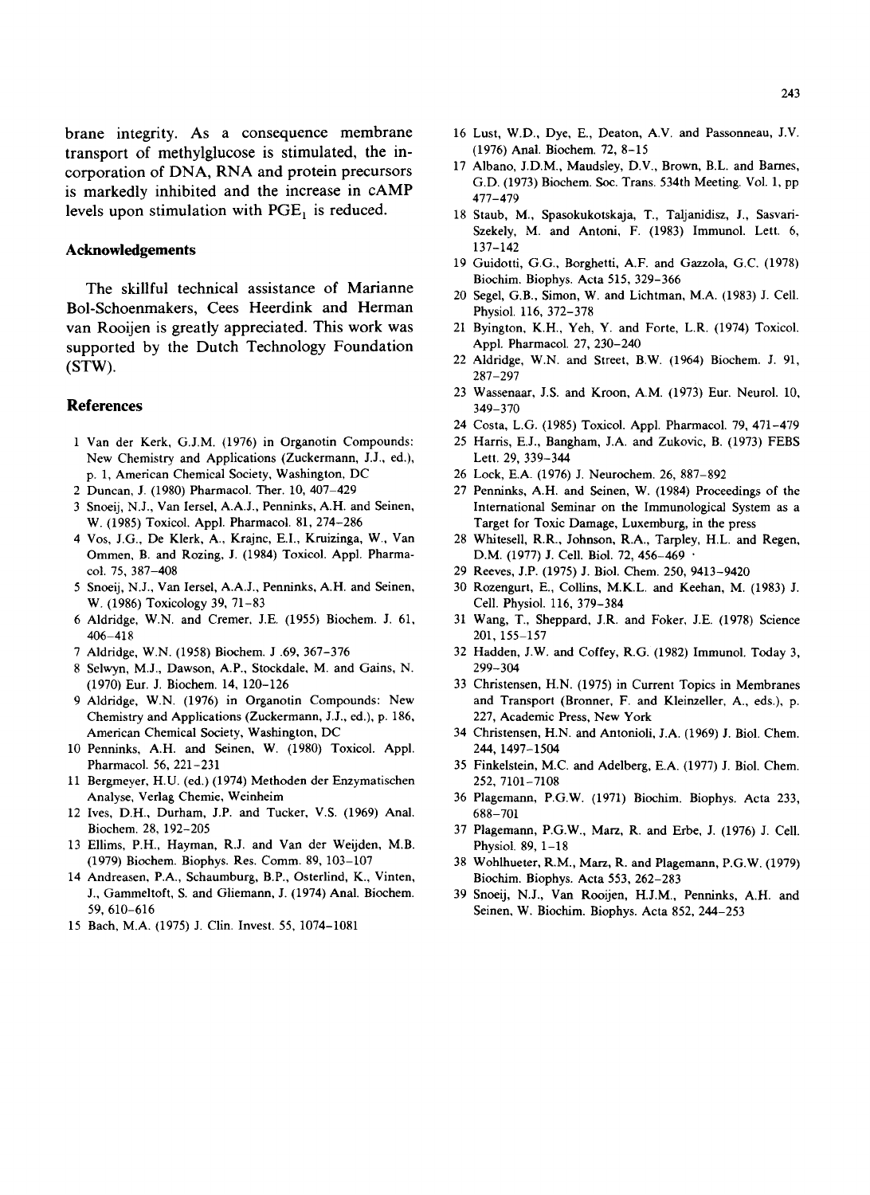brane integrity. As a consequence membrane transport of methylglucose is stimulated, the incorporation of DNA, RNA and protein precursors is markedly inhibited and the increase in cAMP levels upon stimulation with $PGE_1$ is reduced.

## Acknowledgements

The skillful technical assistance of Marianne Bol-Schoenmakers, Cees Heerdink and Herman van Rooijen is greatly appreciated. This work was supported by the Dutch Technology Foundation (STW).

## References

1 Van der Kerk, G.J.M. (1976) in Organotin Compounds: New Chemistry and Applications (Zuckermann, J.J., ed.), p. 1, American Chemical Society, Washington, DC
2 Duncan, J. (1980) Pharmacol. Ther. 10, 407–429
3 Snoeij, N.J., Van Iersel, A.A.J., Penninks, A.H. and Seinen, W. (1985) Toxicol. Appl. Pharmacol. 81, 274–286
4 Vos, J.G., De Klerk, A., Krajnc, E.I., Kruizinga, W., Van Ommen, B. and Rozing, J. (1984) Toxicol. Appl. Pharmacol. 75, 387–408
5 Snoeij, N.J., Van Iersel, A.A.J., Penninks, A.H. and Seinen, W. (1986) Toxicology 39, 71–83
6 Aldridge, W.N. and Cremer, J.E. (1955) Biochem. J. 61, 406–418
7 Aldridge, W.N. (1958) Biochem. J .69, 367–376
8 Selwyn, M.J., Dawson, A.P., Stockdale, M. and Gains, N. (1970) Eur. J. Biochem. 14, 120–126
9 Aldridge, W.N. (1976) in Organotin Compounds: New Chemistry and Applications (Zuckermann, J.J., ed.), p. 186, American Chemical Society, Washington, DC
10 Penninks, A.H. and Seinen, W. (1980) Toxicol. Appl. Pharmacol. 56, 221–231
11 Bergmeyer, H.U. (ed.) (1974) Methoden der Enzymatischen Analyse, Verlag Chemie, Weinheim
12 Ives, D.H., Durham, J.P. and Tucker, V.S. (1969) Anal. Biochem. 28, 192–205
13 Ellims, P.H., Hayman, R.J. and Van der Weijden, M.B. (1979) Biochem. Biophys. Res. Comm. 89, 103–107
14 Andreasen, P.A., Schaumburg, B.P., Osterlind, K., Vinten, J., Gammeltoft, S. and Gliemann, J. (1974) Anal. Biochem. 59, 610–616
15 Bach, M.A. (1975) J. Clin. Invest. 55, 1074–1081
16 Lust, W.D., Dye, E., Deaton, A.V. and Passonneau, J.V. (1976) Anal. Biochem. 72, 8–15
17 Albano, J.D.M., Maudsley, D.V., Brown, B.L. and Barnes, G.D. (1973) Biochem. Soc. Trans. 534th Meeting. Vol. 1, pp 477–479
18 Staub, M., Spasokukotskaja, T., Taljanidisz, J., Sasvari-Szekely, M. and Antoni, F. (1983) Immunol. Lett. 6, 137–142
19 Guidotti, G.G., Borghetti, A.F. and Gazzola, G.C. (1978) Biochim. Biophys. Acta 515, 329–366
20 Segel, G.B., Simon, W. and Lichtman, M.A. (1983) J. Cell. Physiol. 116, 372–378
21 Byington, K.H., Yeh, Y. and Forte, L.R. (1974) Toxicol. Appl. Pharmacol. 27, 230–240
22 Aldridge, W.N. and Street, B.W. (1964) Biochem. J. 91, 287–297
23 Wassenaar, J.S. and Kroon, A.M. (1973) Eur. Neurol. 10, 349–370
24 Costa, L.G. (1985) Toxicol. Appl. Pharmacol. 79, 471–479
25 Harris, E.J., Bangham, J.A. and Zukovic, B. (1973) FEBS Lett. 29, 339–344
26 Lock, E.A. (1976) J. Neurochem. 26, 887–892
27 Penninks, A.H. and Seinen, W. (1984) Proceedings of the International Seminar on the Immunological System as a Target for Toxic Damage, Luxemburg, in the press
28 Whitesell, R.R., Johnson, R.A., Tarpley, H.L. and Regen, D.M. (1977) J. Cell. Biol. 72, 456–469
29 Reeves, J.P. (1975) J. Biol. Chem. 250, 9413–9420
30 Rozengurt, E., Collins, M.K.L. and Keehan, M. (1983) J. Cell. Physiol. 116, 379–384
31 Wang, T., Sheppard, J.R. and Foker, J.E. (1978) Science 201, 155–157
32 Hadden, J.W. and Coffey, R.G. (1982) Immunol. Today 3, 299–304
33 Christensen, H.N. (1975) in Current Topics in Membranes and Transport (Bronner, F. and Kleinzeller, A., eds.), p. 227, Academic Press, New York
34 Christensen, H.N. and Antonioli, J.A. (1969) J. Biol. Chem. 244, 1497–1504
35 Finkelstein, M.C. and Adelberg, E.A. (1977) J. Biol. Chem. 252, 7101–7108
36 Plagemann, P.G.W. (1971) Biochim. Biophys. Acta 233, 688–701
37 Plagemann, P.G.W., Marz, R. and Erbe, J. (1976) J. Cell. Physiol. 89, 1–18
38 Wohlhueter, R.M., Marz, R. and Plagemann, P.G.W. (1979) Biochim. Biophys. Acta 553, 262–283
39 Snoeij, N.J., Van Rooijen, H.J.M., Penninks, A.H. and Seinen, W. Biochim. Biophys. Acta 852, 244–253